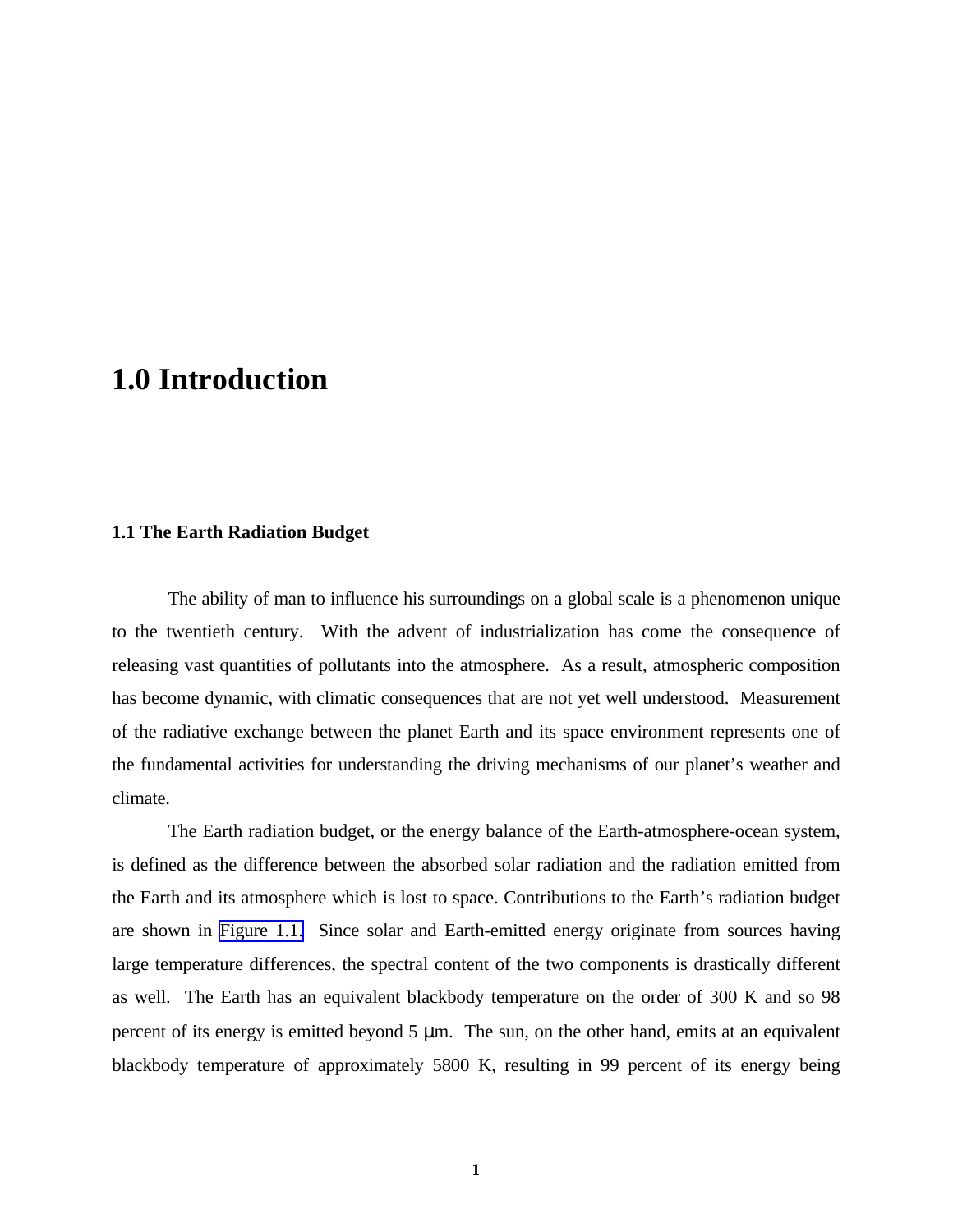# 1.0 Introduction

## 1.1 The Earth Radiation Budget

The ability of man to influence his surroundings on a global scale is a phenomenon unique to the twentieth century. With the advent of industrialization has come the consequence of releasing vast quantities of pollutants into the atmosphere. As a result, atmospheric composition has become dynamic, with climatic consequences that are not yet well understood. Measurement of the radiative exchange between the planet Earth and its space environment represents one of the fundamental activities for understanding the driving mechanisms of our planet's weather and climate.

The Earth radiation budget, or the energy balance of the Earth-atmosphere-ocean system, is defined as the difference between the absorbed solar radiation and the radiation emitted from the Earth and its atmosphere which is lost to space. Contributions to the Earth's radiation budget are shown in Figure 1.1. Since solar and Earth-emitted energy originate from sources having large temperature differences, the spectral content of the two components is drastically different as well. The Earth has an equivalent blackbody temperature on the order of 300 K and so 98 percent of its energy is emitted beyond 5 $\mu$m. The sun, on the other hand, emits at an equivalent blackbody temperature of approximately 5800 K, resulting in 99 percent of its energy being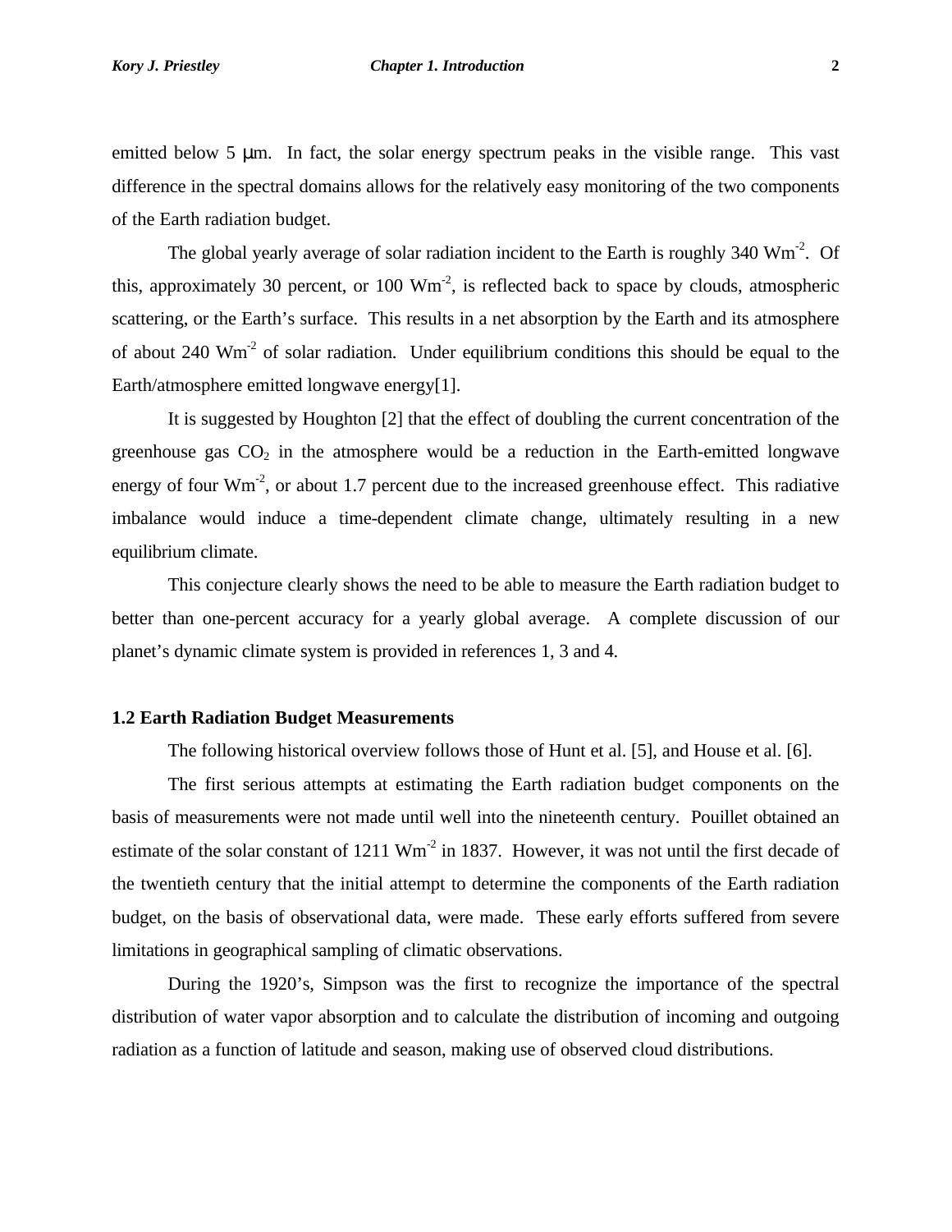emitted below 5 μm. In fact, the solar energy spectrum peaks in the visible range. This vast difference in the spectral domains allows for the relatively easy monitoring of the two components of the Earth radiation budget.

The global yearly average of solar radiation incident to the Earth is roughly 340 $Wm^{-2}$. Of this, approximately 30 percent, or 100 $Wm^{-2}$, is reflected back to space by clouds, atmospheric scattering, or the Earth's surface. This results in a net absorption by the Earth and its atmosphere of about 240 $Wm^{-2}$ of solar radiation. Under equilibrium conditions this should be equal to the Earth/atmosphere emitted longwave energy[1].

It is suggested by Houghton [2] that the effect of doubling the current concentration of the greenhouse gas $CO_2$ in the atmosphere would be a reduction in the Earth-emitted longwave energy of four $Wm^{-2}$, or about 1.7 percent due to the increased greenhouse effect. This radiative imbalance would induce a time-dependent climate change, ultimately resulting in a new equilibrium climate.

This conjecture clearly shows the need to be able to measure the Earth radiation budget to better than one-percent accuracy for a yearly global average. A complete discussion of our planet's dynamic climate system is provided in references 1, 3 and 4.

## 1.2 Earth Radiation Budget Measurements

The following historical overview follows those of Hunt et al. [5], and House et al. [6].

The first serious attempts at estimating the Earth radiation budget components on the basis of measurements were not made until well into the nineteenth century. Pouillet obtained an estimate of the solar constant of 1211 $Wm^{-2}$ in 1837. However, it was not until the first decade of the twentieth century that the initial attempt to determine the components of the Earth radiation budget, on the basis of observational data, were made. These early efforts suffered from severe limitations in geographical sampling of climatic observations.

During the 1920's, Simpson was the first to recognize the importance of the spectral distribution of water vapor absorption and to calculate the distribution of incoming and outgoing radiation as a function of latitude and season, making use of observed cloud distributions.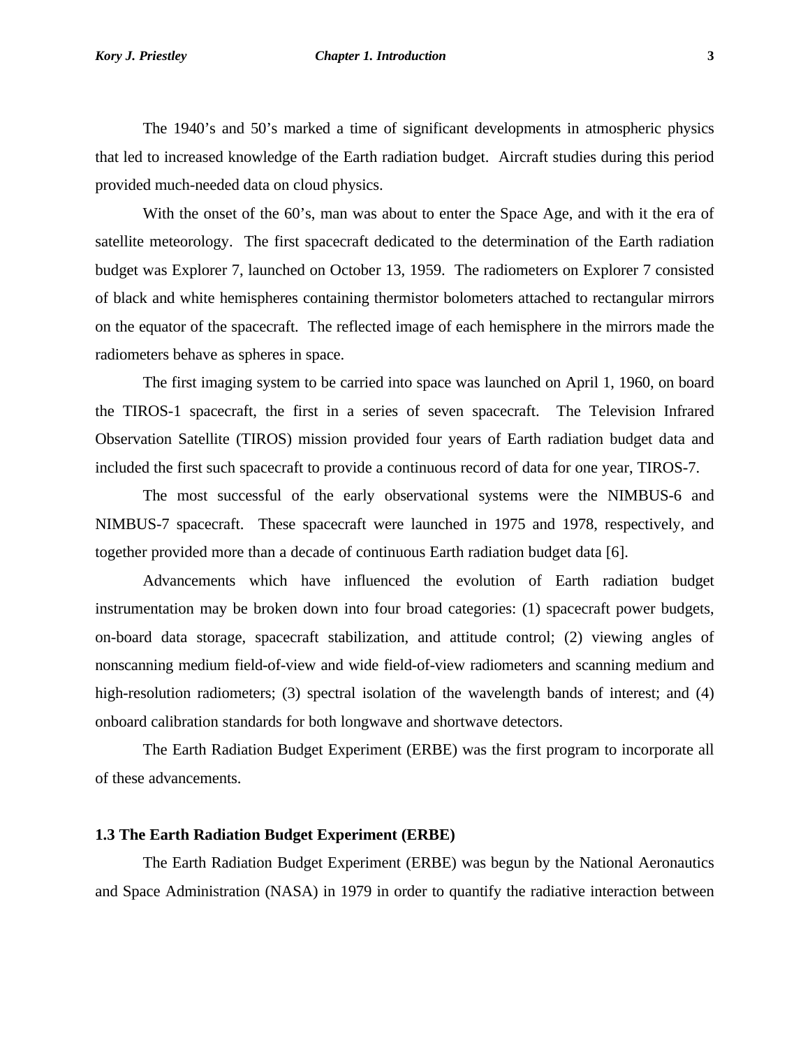The 1940's and 50's marked a time of significant developments in atmospheric physics that led to increased knowledge of the Earth radiation budget. Aircraft studies during this period provided much-needed data on cloud physics.

With the onset of the 60's, man was about to enter the Space Age, and with it the era of satellite meteorology. The first spacecraft dedicated to the determination of the Earth radiation budget was Explorer 7, launched on October 13, 1959. The radiometers on Explorer 7 consisted of black and white hemispheres containing thermistor bolometers attached to rectangular mirrors on the equator of the spacecraft. The reflected image of each hemisphere in the mirrors made the radiometers behave as spheres in space.

The first imaging system to be carried into space was launched on April 1, 1960, on board the TIROS-1 spacecraft, the first in a series of seven spacecraft. The Television Infrared Observation Satellite (TIROS) mission provided four years of Earth radiation budget data and included the first such spacecraft to provide a continuous record of data for one year, TIROS-7.

The most successful of the early observational systems were the NIMBUS-6 and NIMBUS-7 spacecraft. These spacecraft were launched in 1975 and 1978, respectively, and together provided more than a decade of continuous Earth radiation budget data [6].

Advancements which have influenced the evolution of Earth radiation budget instrumentation may be broken down into four broad categories: (1) spacecraft power budgets, on-board data storage, spacecraft stabilization, and attitude control; (2) viewing angles of nonscanning medium field-of-view and wide field-of-view radiometers and scanning medium and high-resolution radiometers; (3) spectral isolation of the wavelength bands of interest; and (4) onboard calibration standards for both longwave and shortwave detectors.

The Earth Radiation Budget Experiment (ERBE) was the first program to incorporate all of these advancements.

### 1.3 The Earth Radiation Budget Experiment (ERBE)

The Earth Radiation Budget Experiment (ERBE) was begun by the National Aeronautics and Space Administration (NASA) in 1979 in order to quantify the radiative interaction between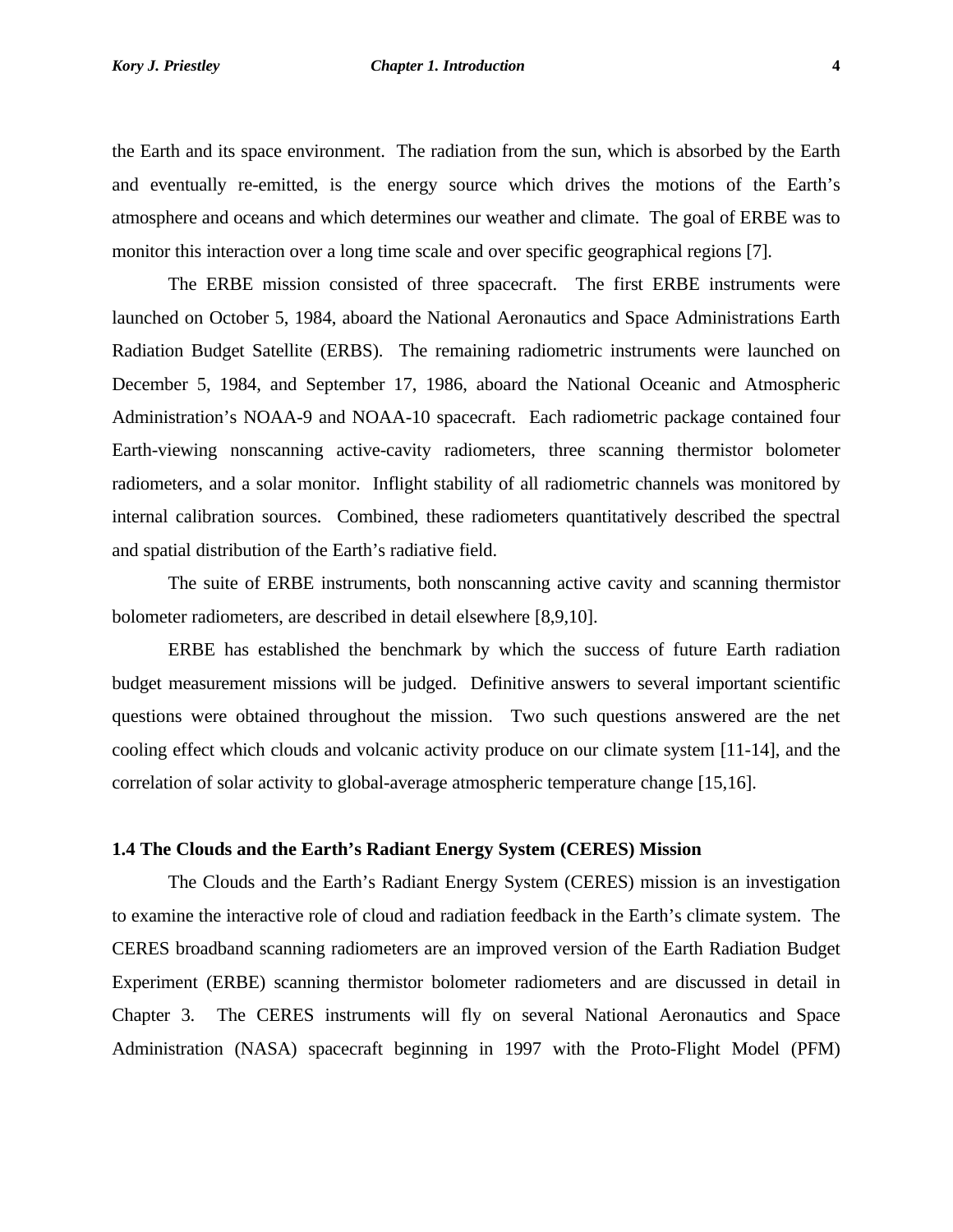the Earth and its space environment. The radiation from the sun, which is absorbed by the Earth and eventually re-emitted, is the energy source which drives the motions of the Earth's atmosphere and oceans and which determines our weather and climate. The goal of ERBE was to monitor this interaction over a long time scale and over specific geographical regions [7].

The ERBE mission consisted of three spacecraft. The first ERBE instruments were launched on October 5, 1984, aboard the National Aeronautics and Space Administrations Earth Radiation Budget Satellite (ERBS). The remaining radiometric instruments were launched on December 5, 1984, and September 17, 1986, aboard the National Oceanic and Atmospheric Administration's NOAA-9 and NOAA-10 spacecraft. Each radiometric package contained four Earth-viewing nonscanning active-cavity radiometers, three scanning thermistor bolometer radiometers, and a solar monitor. Inflight stability of all radiometric channels was monitored by internal calibration sources. Combined, these radiometers quantitatively described the spectral and spatial distribution of the Earth's radiative field.

The suite of ERBE instruments, both nonscanning active cavity and scanning thermistor bolometer radiometers, are described in detail elsewhere [8,9,10].

ERBE has established the benchmark by which the success of future Earth radiation budget measurement missions will be judged. Definitive answers to several important scientific questions were obtained throughout the mission. Two such questions answered are the net cooling effect which clouds and volcanic activity produce on our climate system [11-14], and the correlation of solar activity to global-average atmospheric temperature change [15,16].

### 1.4 The Clouds and the Earth's Radiant Energy System (CERES) Mission

The Clouds and the Earth's Radiant Energy System (CERES) mission is an investigation to examine the interactive role of cloud and radiation feedback in the Earth's climate system. The CERES broadband scanning radiometers are an improved version of the Earth Radiation Budget Experiment (ERBE) scanning thermistor bolometer radiometers and are discussed in detail in Chapter 3. The CERES instruments will fly on several National Aeronautics and Space Administration (NASA) spacecraft beginning in 1997 with the Proto-Flight Model (PFM)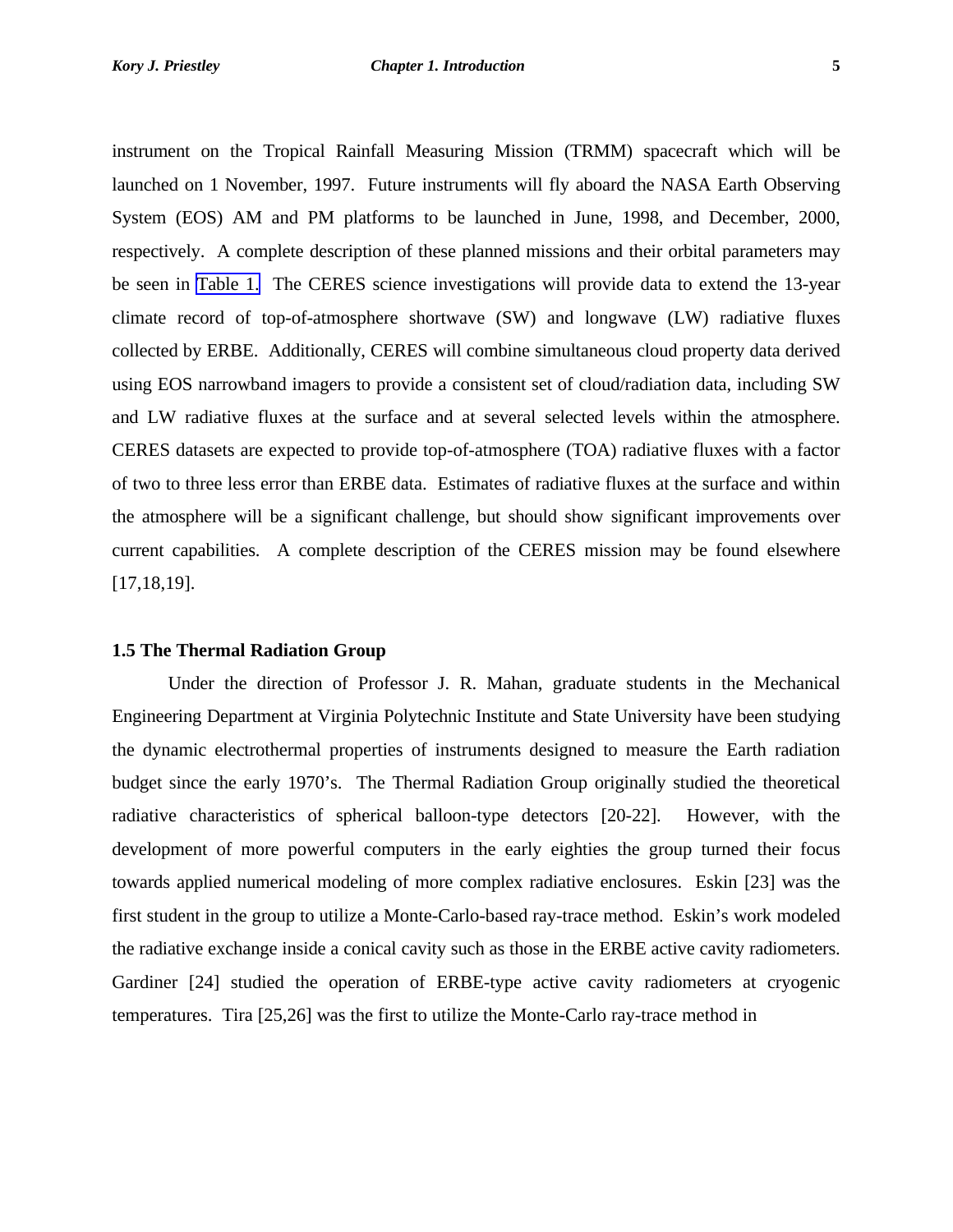instrument on the Tropical Rainfall Measuring Mission (TRMM) spacecraft which will be launched on 1 November, 1997. Future instruments will fly aboard the NASA Earth Observing System (EOS) AM and PM platforms to be launched in June, 1998, and December, 2000, respectively. A complete description of these planned missions and their orbital parameters may be seen in Table 1. The CERES science investigations will provide data to extend the 13-year climate record of top-of-atmosphere shortwave (SW) and longwave (LW) radiative fluxes collected by ERBE. Additionally, CERES will combine simultaneous cloud property data derived using EOS narrowband imagers to provide a consistent set of cloud/radiation data, including SW and LW radiative fluxes at the surface and at several selected levels within the atmosphere. CERES datasets are expected to provide top-of-atmosphere (TOA) radiative fluxes with a factor of two to three less error than ERBE data. Estimates of radiative fluxes at the surface and within the atmosphere will be a significant challenge, but should show significant improvements over current capabilities. A complete description of the CERES mission may be found elsewhere [17,18,19].

### 1.5 The Thermal Radiation Group

Under the direction of Professor J. R. Mahan, graduate students in the Mechanical Engineering Department at Virginia Polytechnic Institute and State University have been studying the dynamic electrothermal properties of instruments designed to measure the Earth radiation budget since the early 1970's. The Thermal Radiation Group originally studied the theoretical radiative characteristics of spherical balloon-type detectors [20-22]. However, with the development of more powerful computers in the early eighties the group turned their focus towards applied numerical modeling of more complex radiative enclosures. Eskin [23] was the first student in the group to utilize a Monte-Carlo-based ray-trace method. Eskin's work modeled the radiative exchange inside a conical cavity such as those in the ERBE active cavity radiometers. Gardiner [24] studied the operation of ERBE-type active cavity radiometers at cryogenic temperatures. Tira [25,26] was the first to utilize the Monte-Carlo ray-trace method in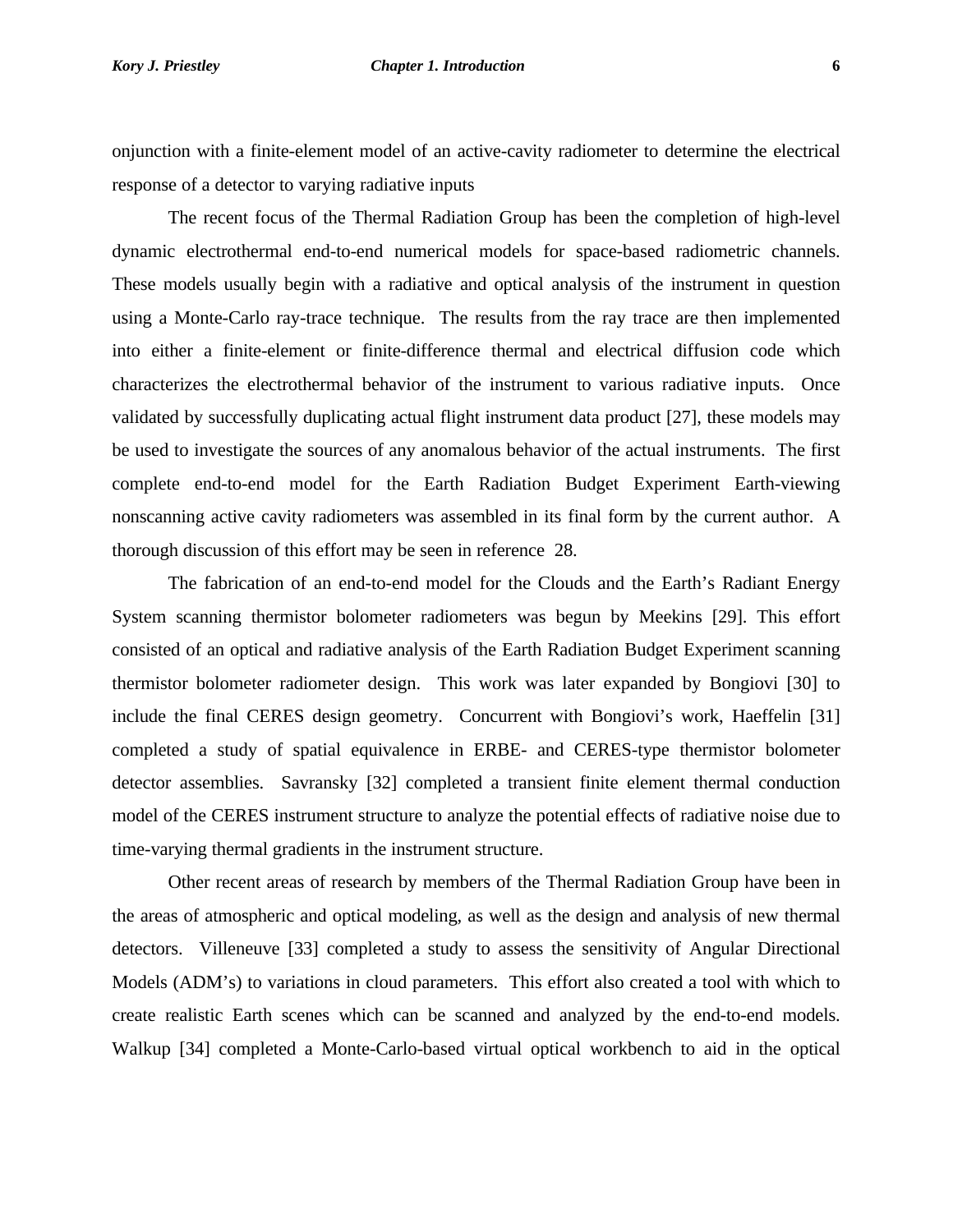onjunction with a finite-element model of an active-cavity radiometer to determine the electrical response of a detector to varying radiative inputs

The recent focus of the Thermal Radiation Group has been the completion of high-level dynamic electrothermal end-to-end numerical models for space-based radiometric channels. These models usually begin with a radiative and optical analysis of the instrument in question using a Monte-Carlo ray-trace technique. The results from the ray trace are then implemented into either a finite-element or finite-difference thermal and electrical diffusion code which characterizes the electrothermal behavior of the instrument to various radiative inputs. Once validated by successfully duplicating actual flight instrument data product [27], these models may be used to investigate the sources of any anomalous behavior of the actual instruments. The first complete end-to-end model for the Earth Radiation Budget Experiment Earth-viewing nonscanning active cavity radiometers was assembled in its final form by the current author. A thorough discussion of this effort may be seen in reference 28.

The fabrication of an end-to-end model for the Clouds and the Earth's Radiant Energy System scanning thermistor bolometer radiometers was begun by Meekins [29]. This effort consisted of an optical and radiative analysis of the Earth Radiation Budget Experiment scanning thermistor bolometer radiometer design. This work was later expanded by Bongiovi [30] to include the final CERES design geometry. Concurrent with Bongiovi's work, Haeffelin [31] completed a study of spatial equivalence in ERBE- and CERES-type thermistor bolometer detector assemblies. Savransky [32] completed a transient finite element thermal conduction model of the CERES instrument structure to analyze the potential effects of radiative noise due to time-varying thermal gradients in the instrument structure.

Other recent areas of research by members of the Thermal Radiation Group have been in the areas of atmospheric and optical modeling, as well as the design and analysis of new thermal detectors. Villeneuve [33] completed a study to assess the sensitivity of Angular Directional Models (ADM's) to variations in cloud parameters. This effort also created a tool with which to create realistic Earth scenes which can be scanned and analyzed by the end-to-end models. Walkup [34] completed a Monte-Carlo-based virtual optical workbench to aid in the optical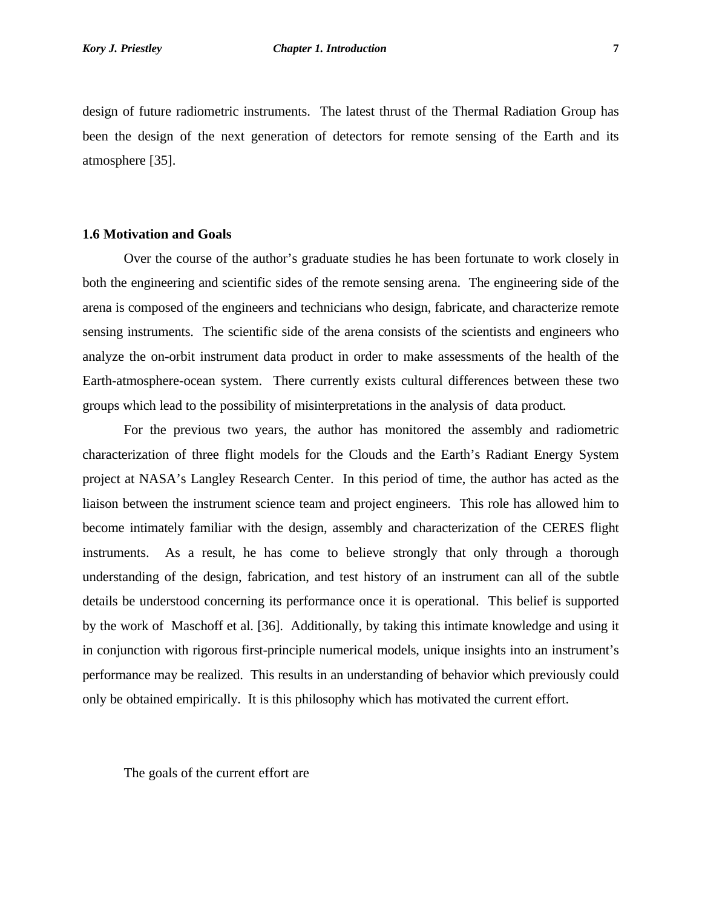design of future radiometric instruments.  The latest thrust of the Thermal Radiation Group has been the design of the next generation of detectors for remote sensing of the Earth and its atmosphere [35].

## 1.6 Motivation and Goals

Over the course of the author's graduate studies he has been fortunate to work closely in both the engineering and scientific sides of the remote sensing arena.  The engineering side of the arena is composed of the engineers and technicians who design, fabricate, and characterize remote sensing instruments.  The scientific side of the arena consists of the scientists and engineers who analyze the on-orbit instrument data product in order to make assessments of the health of the Earth-atmosphere-ocean system.  There currently exists cultural differences between these two groups which lead to the possibility of misinterpretations in the analysis of  data product.

For the previous two years, the author has monitored the assembly and radiometric characterization of three flight models for the Clouds and the Earth's Radiant Energy System project at NASA's Langley Research Center.  In this period of time, the author has acted as the liaison between the instrument science team and project engineers.  This role has allowed him to become intimately familiar with the design, assembly and characterization of the CERES flight instruments.  As a result, he has come to believe strongly that only through a thorough understanding of the design, fabrication, and test history of an instrument can all of the subtle details be understood concerning its performance once it is operational.  This belief is supported by the work of  Maschoff et al. [36].  Additionally, by taking this intimate knowledge and using it in conjunction with rigorous first-principle numerical models, unique insights into an instrument's performance may be realized.  This results in an understanding of behavior which previously could only be obtained empirically.  It is this philosophy which has motivated the current effort.

The goals of the current effort are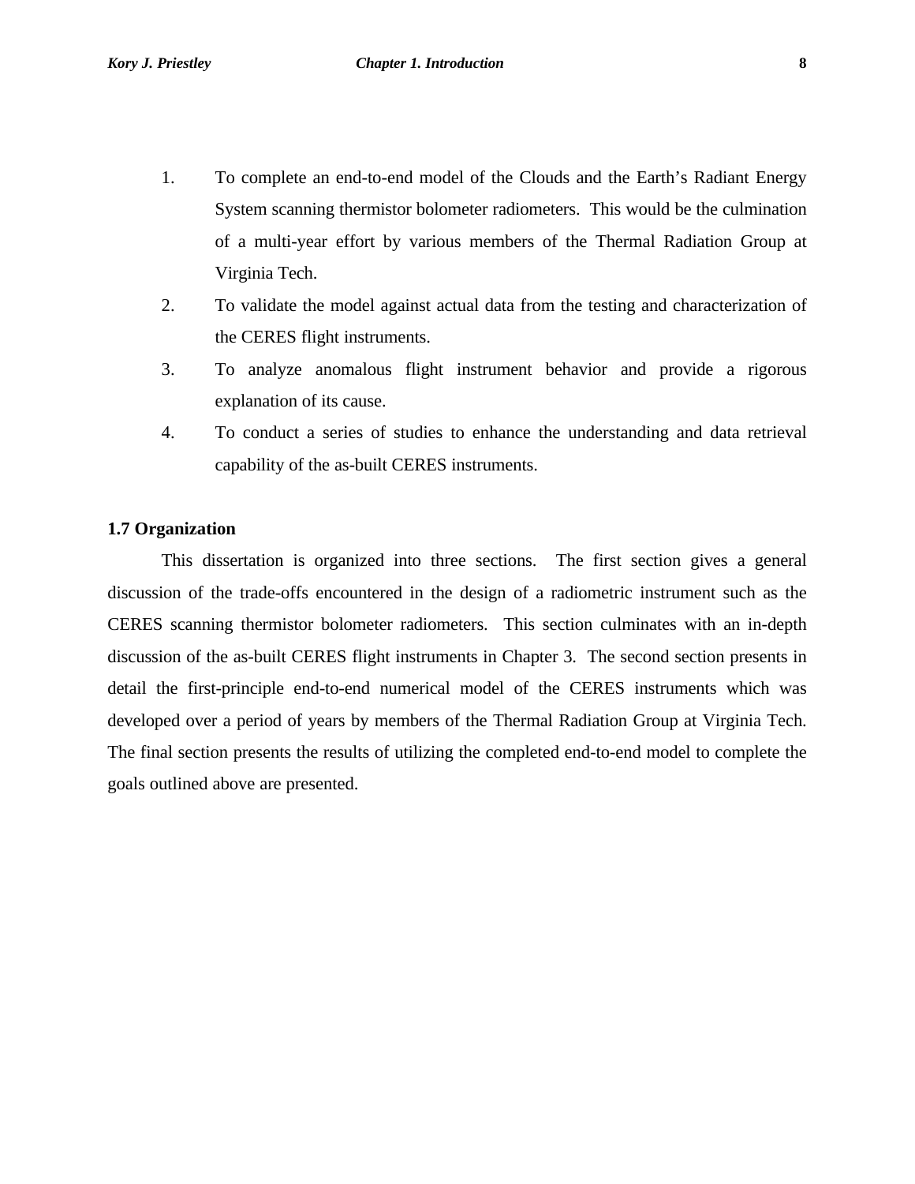1. To complete an end-to-end model of the Clouds and the Earth's Radiant Energy System scanning thermistor bolometer radiometers. This would be the culmination of a multi-year effort by various members of the Thermal Radiation Group at Virginia Tech.
2. To validate the model against actual data from the testing and characterization of the CERES flight instruments.
3. To analyze anomalous flight instrument behavior and provide a rigorous explanation of its cause.
4. To conduct a series of studies to enhance the understanding and data retrieval capability of the as-built CERES instruments.

## 1.7 Organization

This dissertation is organized into three sections. The first section gives a general discussion of the trade-offs encountered in the design of a radiometric instrument such as the CERES scanning thermistor bolometer radiometers. This section culminates with an in-depth discussion of the as-built CERES flight instruments in Chapter 3. The second section presents in detail the first-principle end-to-end numerical model of the CERES instruments which was developed over a period of years by members of the Thermal Radiation Group at Virginia Tech. The final section presents the results of utilizing the completed end-to-end model to complete the goals outlined above are presented.